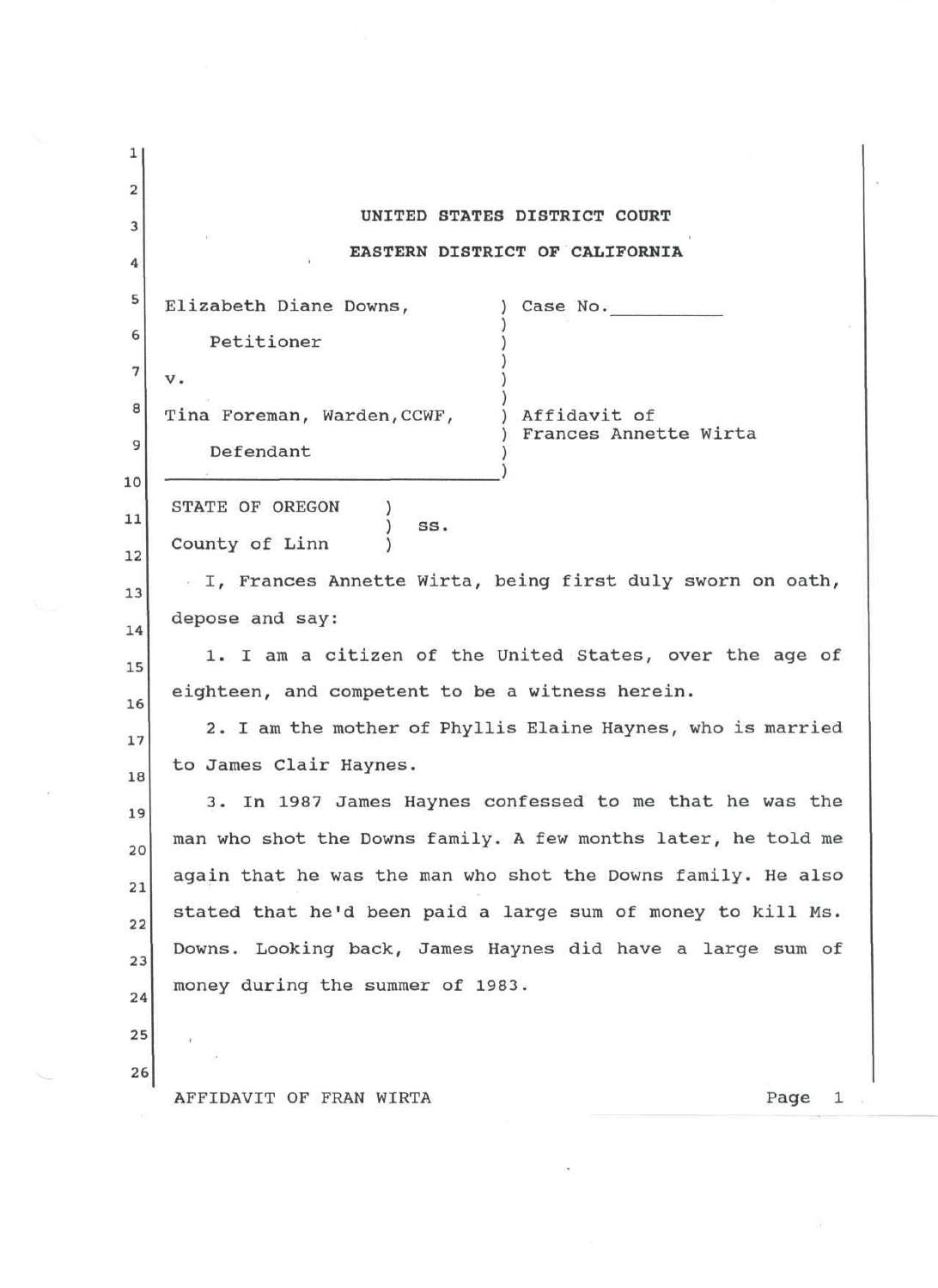**UNITED STATES DISTRICT COURT**

**EASTERN DISTRICT OF CALIFORNIA**

| | |
|---|---|
| Elizabeth Diane Downs, | Case No.__________ |
| Petitioner | |
| v. | |
| Tina Foreman, Warden, CCWF, | Affidavit of Frances Annette Wirta |
| Defendant | |

STATE OF OREGON )
) ss.
County of Linn )

I, Frances Annette Wirta, being first duly sworn on oath, depose and say:

1. I am a citizen of the United States, over the age of eighteen, and competent to be a witness herein.

2. I am the mother of Phyllis Elaine Haynes, who is married to James Clair Haynes.

3. In 1987 James Haynes confessed to me that he was the man who shot the Downs family. A few months later, he told me again that he was the man who shot the Downs family. He also stated that he'd been paid a large sum of money to kill Ms. Downs. Looking back, James Haynes did have a large sum of money during the summer of 1983.

AFFIDAVIT OF FRAN WIRTA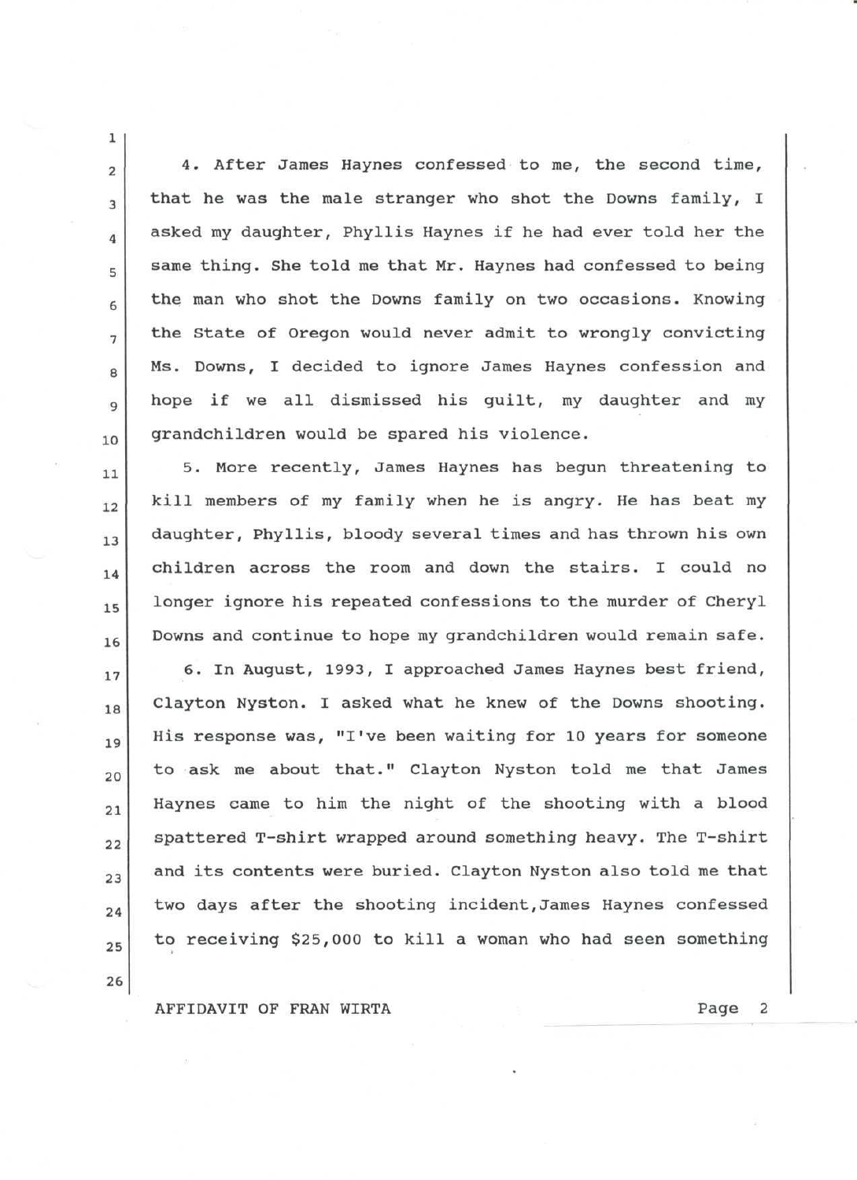4. After James Haynes confessed to me, the second time, that he was the male stranger who shot the Downs family, I asked my daughter, Phyllis Haynes if he had ever told her the same thing. She told me that Mr. Haynes had confessed to being the man who shot the Downs family on two occasions. Knowing the State of Oregon would never admit to wrongly convicting Ms. Downs, I decided to ignore James Haynes confession and hope if we all dismissed his guilt, my daughter and my grandchildren would be spared his violence.

5. More recently, James Haynes has begun threatening to kill members of my family when he is angry. He has beat my daughter, Phyllis, bloody several times and has thrown his own children across the room and down the stairs. I could no longer ignore his repeated confessions to the murder of Cheryl Downs and continue to hope my grandchildren would remain safe.

6. In August, 1993, I approached James Haynes best friend, Clayton Nyston. I asked what he knew of the Downs shooting. His response was, "I've been waiting for 10 years for someone to ask me about that." Clayton Nyston told me that James Haynes came to him the night of the shooting with a blood spattered T-shirt wrapped around something heavy. The T-shirt and its contents were buried. Clayton Nyston also told me that two days after the shooting incident,James Haynes confessed to receiving $25,000 to kill a woman who had seen something

AFFIDAVIT OF FRAN WIRTA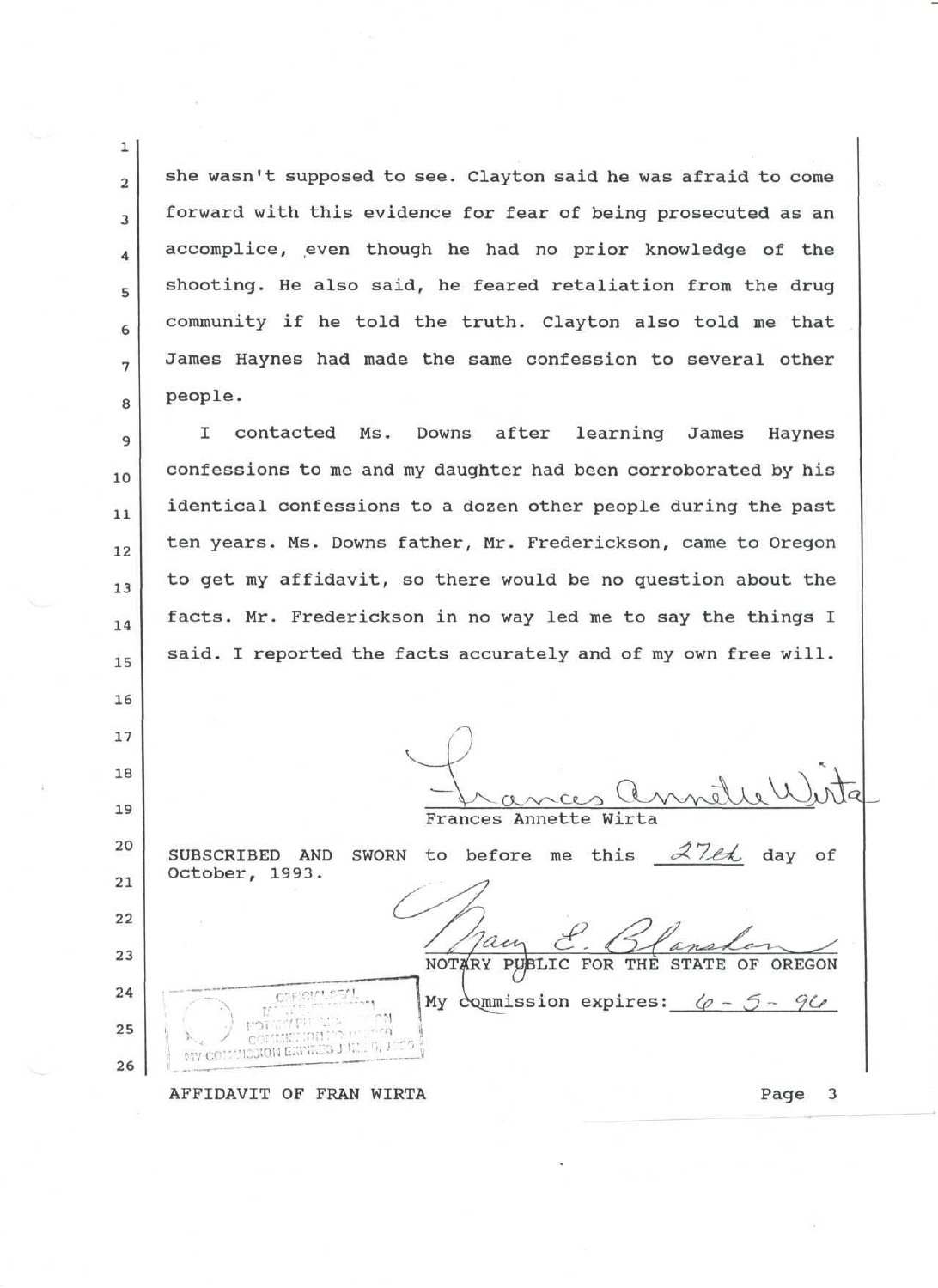she wasn't supposed to see. Clayton said he was afraid to come forward with this evidence for fear of being prosecuted as an accomplice, even though he had no prior knowledge of the shooting. He also said, he feared retaliation from the drug community if he told the truth. Clayton also told me that James Haynes had made the same confession to several other people.

I contacted Ms. Downs after learning James Haynes confessions to me and my daughter had been corroborated by his identical confessions to a dozen other people during the past ten years. Ms. Downs father, Mr. Frederickson, came to Oregon to get my affidavit, so there would be no question about the facts. Mr. Frederickson in no way led me to say the things I said. I reported the facts accurately and of my own free will.

Frances Annette Wirta

Frances Annette Wirta

SUBSCRIBED AND SWORN to before me this 27th day of October, 1993.

Mary E. Blanshan

NOTARY PUBLIC FOR THE STATE OF OREGON

My commission expires: 6-5-96

OFFICIAL SEAL
NOTARY PUBLIC - OREGON
COMMISSION NO.
MY COMMISSION EXPIRES JUNE 5, 1996

AFFIDAVIT OF FRAN WIRTA